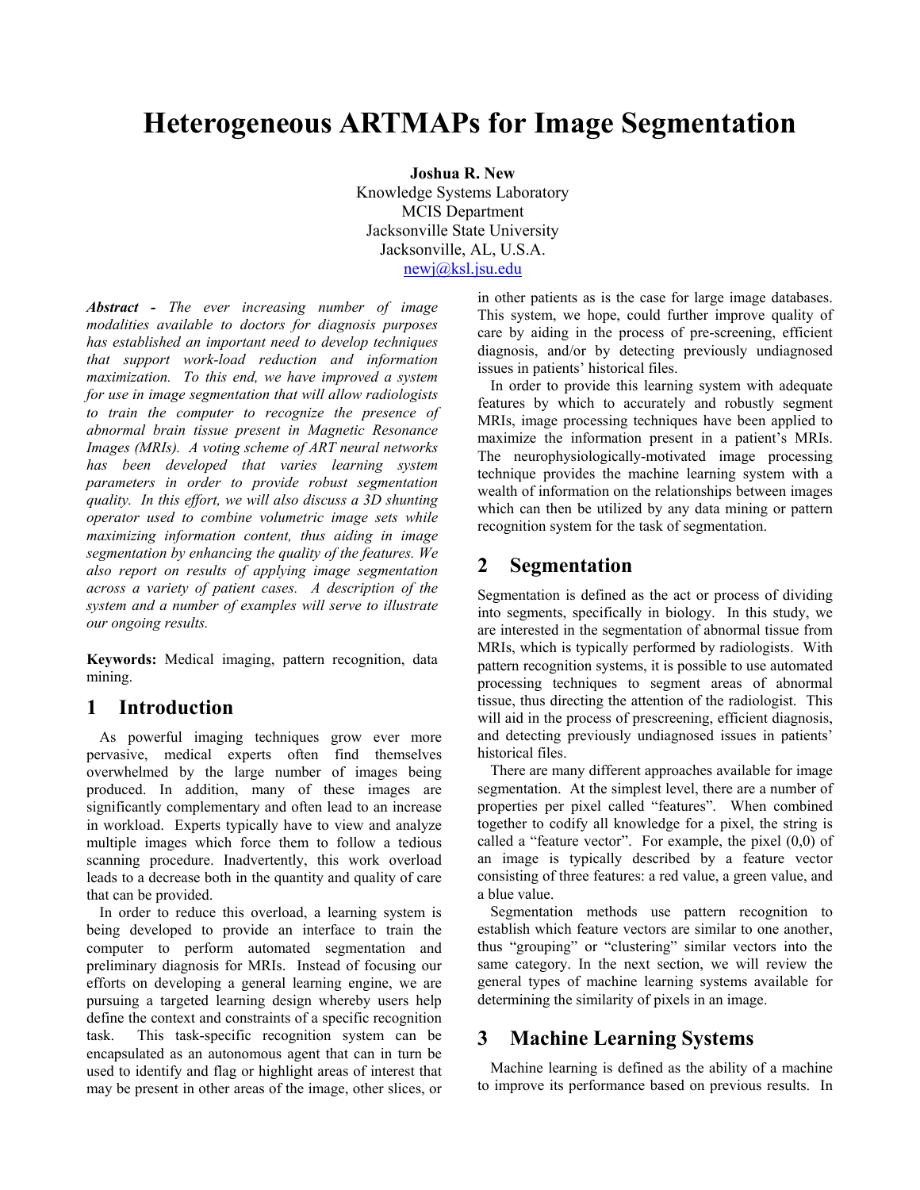# Heterogeneous ARTMAPs for Image Segmentation

**Joshua R. New**
Knowledge Systems Laboratory
MCIS Department
Jacksonville State University
Jacksonville, AL, U.S.A.
newj@ksl.jsu.edu

***Abstract -*** *The ever increasing number of image modalities available to doctors for diagnosis purposes has established an important need to develop techniques that support work-load reduction and information maximization. To this end, we have improved a system for use in image segmentation that will allow radiologists to train the computer to recognize the presence of abnormal brain tissue present in Magnetic Resonance Images (MRIs). A voting scheme of ART neural networks has been developed that varies learning system parameters in order to provide robust segmentation quality. In this effort, we will also discuss a 3D shunting operator used to combine volumetric image sets while maximizing information content, thus aiding in image segmentation by enhancing the quality of the features. We also report on results of applying image segmentation across a variety of patient cases. A description of the system and a number of examples will serve to illustrate our ongoing results.*

**Keywords:** Medical imaging, pattern recognition, data mining.

## 1 Introduction

As powerful imaging techniques grow ever more pervasive, medical experts often find themselves overwhelmed by the large number of images being produced. In addition, many of these images are significantly complementary and often lead to an increase in workload. Experts typically have to view and analyze multiple images which force them to follow a tedious scanning procedure. Inadvertently, this work overload leads to a decrease both in the quantity and quality of care that can be provided.

In order to reduce this overload, a learning system is being developed to provide an interface to train the computer to perform automated segmentation and preliminary diagnosis for MRIs. Instead of focusing our efforts on developing a general learning engine, we are pursuing a targeted learning design whereby users help define the context and constraints of a specific recognition task. This task-specific recognition system can be encapsulated as an autonomous agent that can in turn be used to identify and flag or highlight areas of interest that may be present in other areas of the image, other slices, or in other patients as is the case for large image databases. This system, we hope, could further improve quality of care by aiding in the process of pre-screening, efficient diagnosis, and/or by detecting previously undiagnosed issues in patients' historical files.

In order to provide this learning system with adequate features by which to accurately and robustly segment MRIs, image processing techniques have been applied to maximize the information present in a patient's MRIs. The neurophysiologically-motivated image processing technique provides the machine learning system with a wealth of information on the relationships between images which can then be utilized by any data mining or pattern recognition system for the task of segmentation.

## 2 Segmentation

Segmentation is defined as the act or process of dividing into segments, specifically in biology. In this study, we are interested in the segmentation of abnormal tissue from MRIs, which is typically performed by radiologists. With pattern recognition systems, it is possible to use automated processing techniques to segment areas of abnormal tissue, thus directing the attention of the radiologist. This will aid in the process of prescreening, efficient diagnosis, and detecting previously undiagnosed issues in patients' historical files.

There are many different approaches available for image segmentation. At the simplest level, there are a number of properties per pixel called "features". When combined together to codify all knowledge for a pixel, the string is called a "feature vector". For example, the pixel (0,0) of an image is typically described by a feature vector consisting of three features: a red value, a green value, and a blue value.

Segmentation methods use pattern recognition to establish which feature vectors are similar to one another, thus "grouping" or "clustering" similar vectors into the same category. In the next section, we will review the general types of machine learning systems available for determining the similarity of pixels in an image.

## 3 Machine Learning Systems

Machine learning is defined as the ability of a machine to improve its performance based on previous results. In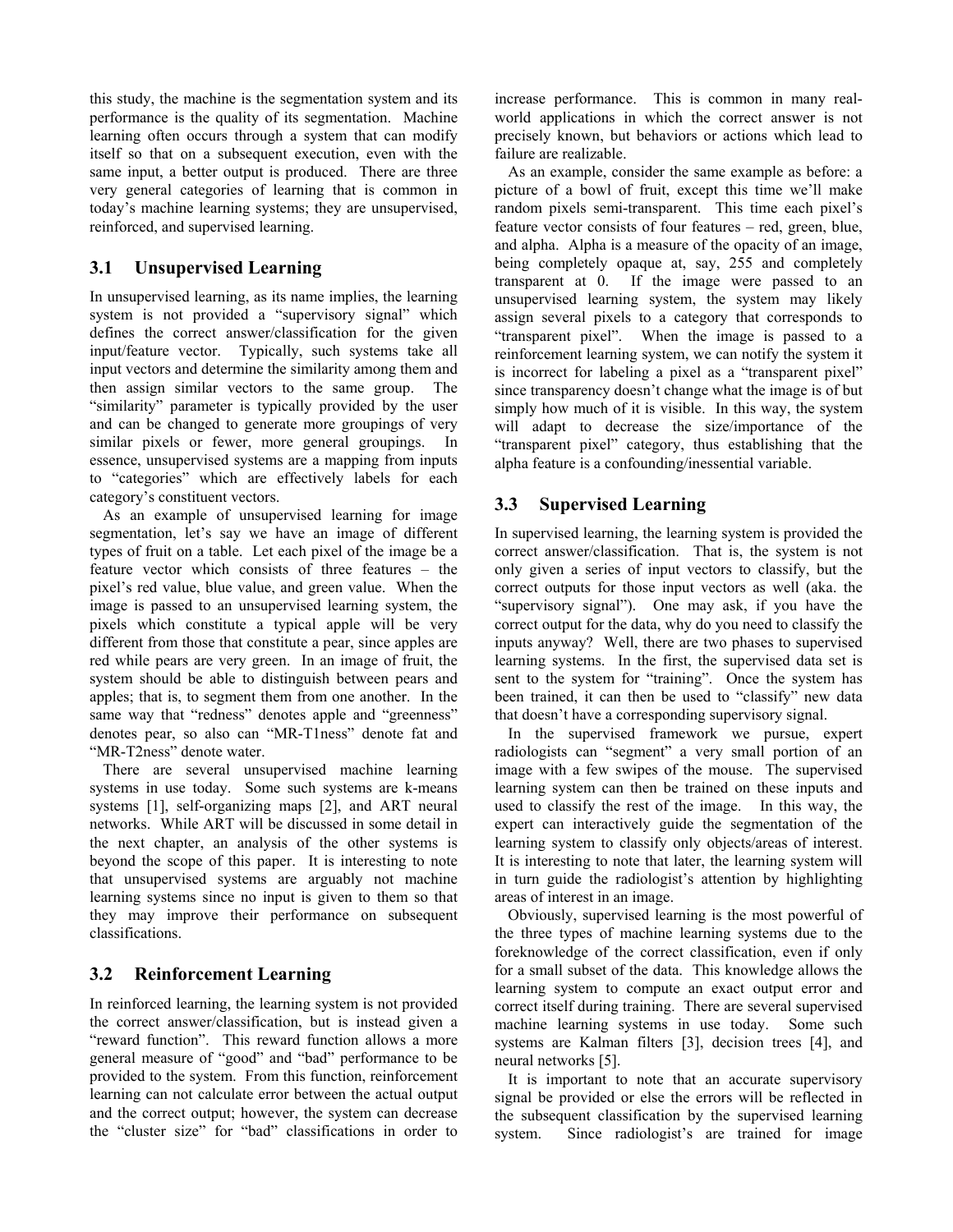this study, the machine is the segmentation system and its performance is the quality of its segmentation. Machine learning often occurs through a system that can modify itself so that on a subsequent execution, even with the same input, a better output is produced. There are three very general categories of learning that is common in today's machine learning systems; they are unsupervised, reinforced, and supervised learning.

## 3.1 Unsupervised Learning

In unsupervised learning, as its name implies, the learning system is not provided a "supervisory signal" which defines the correct answer/classification for the given input/feature vector. Typically, such systems take all input vectors and determine the similarity among them and then assign similar vectors to the same group. The "similarity" parameter is typically provided by the user and can be changed to generate more groupings of very similar pixels or fewer, more general groupings. In essence, unsupervised systems are a mapping from inputs to "categories" which are effectively labels for each category's constituent vectors.

As an example of unsupervised learning for image segmentation, let's say we have an image of different types of fruit on a table. Let each pixel of the image be a feature vector which consists of three features – the pixel's red value, blue value, and green value. When the image is passed to an unsupervised learning system, the pixels which constitute a typical apple will be very different from those that constitute a pear, since apples are red while pears are very green. In an image of fruit, the system should be able to distinguish between pears and apples; that is, to segment them from one another. In the same way that "redness" denotes apple and "greenness" denotes pear, so also can "MR-T1ness" denote fat and "MR-T2ness" denote water.

There are several unsupervised machine learning systems in use today. Some such systems are k-means systems [1], self-organizing maps [2], and ART neural networks. While ART will be discussed in some detail in the next chapter, an analysis of the other systems is beyond the scope of this paper. It is interesting to note that unsupervised systems are arguably not machine learning systems since no input is given to them so that they may improve their performance on subsequent classifications.

## 3.2 Reinforcement Learning

In reinforced learning, the learning system is not provided the correct answer/classification, but is instead given a "reward function". This reward function allows a more general measure of "good" and "bad" performance to be provided to the system. From this function, reinforcement learning can not calculate error between the actual output and the correct output; however, the system can decrease the "cluster size" for "bad" classifications in order to increase performance. This is common in many real-world applications in which the correct answer is not precisely known, but behaviors or actions which lead to failure are realizable.

As an example, consider the same example as before: a picture of a bowl of fruit, except this time we'll make random pixels semi-transparent. This time each pixel's feature vector consists of four features – red, green, blue, and alpha. Alpha is a measure of the opacity of an image, being completely opaque at, say, 255 and completely transparent at 0. If the image were passed to an unsupervised learning system, the system may likely assign several pixels to a category that corresponds to "transparent pixel". When the image is passed to a reinforcement learning system, we can notify the system it is incorrect for labeling a pixel as a "transparent pixel" since transparency doesn't change what the image is of but simply how much of it is visible. In this way, the system will adapt to decrease the size/importance of the "transparent pixel" category, thus establishing that the alpha feature is a confounding/inessential variable.

## 3.3 Supervised Learning

In supervised learning, the learning system is provided the correct answer/classification. That is, the system is not only given a series of input vectors to classify, but the correct outputs for those input vectors as well (aka. the "supervisory signal"). One may ask, if you have the correct output for the data, why do you need to classify the inputs anyway? Well, there are two phases to supervised learning systems. In the first, the supervised data set is sent to the system for "training". Once the system has been trained, it can then be used to "classify" new data that doesn't have a corresponding supervisory signal.

In the supervised framework we pursue, expert radiologists can "segment" a very small portion of an image with a few swipes of the mouse. The supervised learning system can then be trained on these inputs and used to classify the rest of the image. In this way, the expert can interactively guide the segmentation of the learning system to classify only objects/areas of interest. It is interesting to note that later, the learning system will in turn guide the radiologist's attention by highlighting areas of interest in an image.

Obviously, supervised learning is the most powerful of the three types of machine learning systems due to the foreknowledge of the correct classification, even if only for a small subset of the data. This knowledge allows the learning system to compute an exact output error and correct itself during training. There are several supervised machine learning systems in use today. Some such systems are Kalman filters [3], decision trees [4], and neural networks [5].

It is important to note that an accurate supervisory signal be provided or else the errors will be reflected in the subsequent classification by the supervised learning system. Since radiologist's are trained for image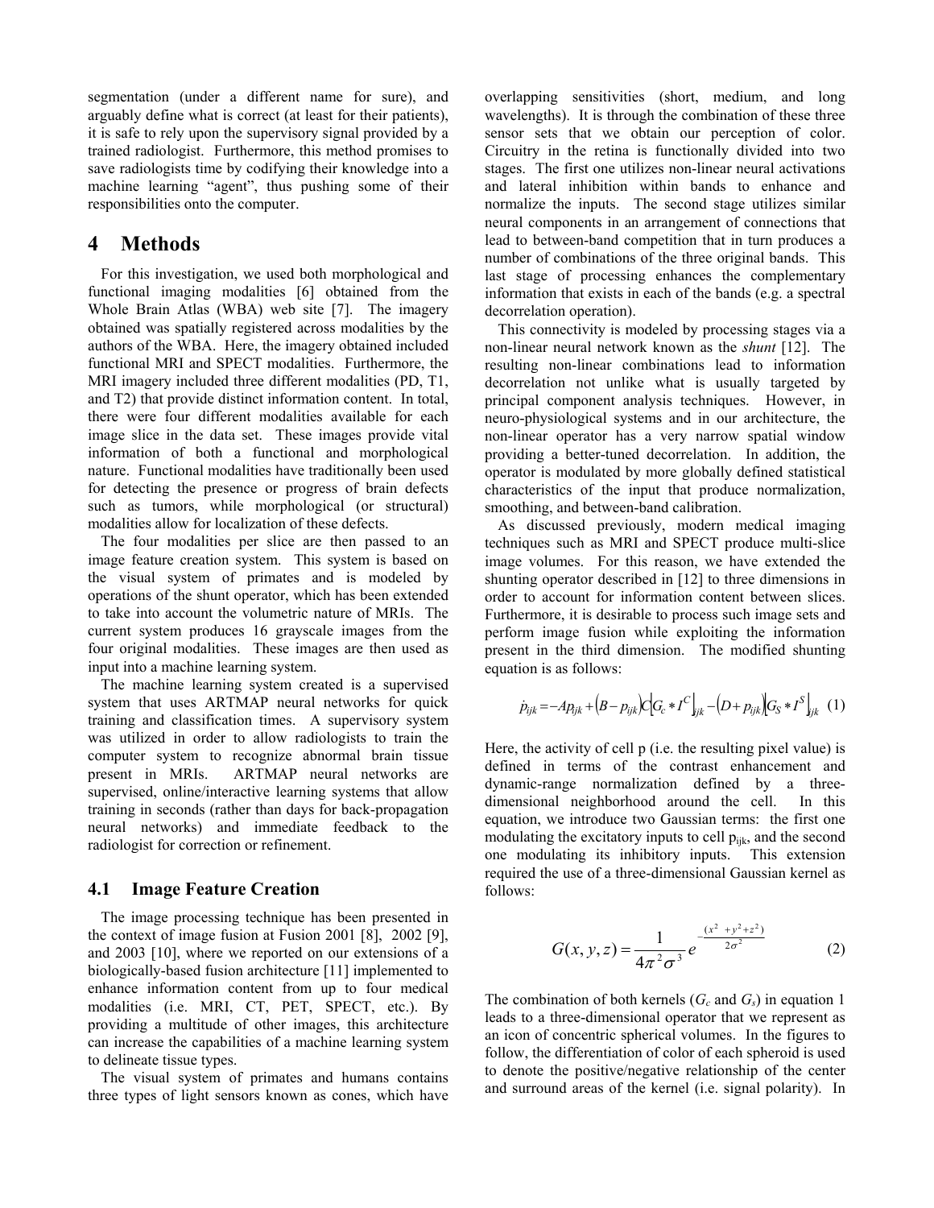segmentation (under a different name for sure), and arguably define what is correct (at least for their patients), it is safe to rely upon the supervisory signal provided by a trained radiologist. Furthermore, this method promises to save radiologists time by codifying their knowledge into a machine learning "agent", thus pushing some of their responsibilities onto the computer.

# 4 Methods

For this investigation, we used both morphological and functional imaging modalities [6] obtained from the Whole Brain Atlas (WBA) web site [7]. The imagery obtained was spatially registered across modalities by the authors of the WBA. Here, the imagery obtained included functional MRI and SPECT modalities. Furthermore, the MRI imagery included three different modalities (PD, T1, and T2) that provide distinct information content. In total, there were four different modalities available for each image slice in the data set. These images provide vital information of both a functional and morphological nature. Functional modalities have traditionally been used for detecting the presence or progress of brain defects such as tumors, while morphological (or structural) modalities allow for localization of these defects.

The four modalities per slice are then passed to an image feature creation system. This system is based on the visual system of primates and is modeled by operations of the shunt operator, which has been extended to take into account the volumetric nature of MRIs. The current system produces 16 grayscale images from the four original modalities. These images are then used as input into a machine learning system.

The machine learning system created is a supervised system that uses ARTMAP neural networks for quick training and classification times. A supervisory system was utilized in order to allow radiologists to train the computer system to recognize abnormal brain tissue present in MRIs. ARTMAP neural networks are supervised, online/interactive learning systems that allow training in seconds (rather than days for back-propagation neural networks) and immediate feedback to the radiologist for correction or refinement.

## 4.1 Image Feature Creation

The image processing technique has been presented in the context of image fusion at Fusion 2001 [8], 2002 [9], and 2003 [10], where we reported on our extensions of a biologically-based fusion architecture [11] implemented to enhance information content from up to four medical modalities (i.e. MRI, CT, PET, SPECT, etc.). By providing a multitude of other images, this architecture can increase the capabilities of a machine learning system to delineate tissue types.

The visual system of primates and humans contains three types of light sensors known as cones, which have overlapping sensitivities (short, medium, and long wavelengths). It is through the combination of these three sensor sets that we obtain our perception of color. Circuitry in the retina is functionally divided into two stages. The first one utilizes non-linear neural activations and lateral inhibition within bands to enhance and normalize the inputs. The second stage utilizes similar neural components in an arrangement of connections that lead to between-band competition that in turn produces a number of combinations of the three original bands. This last stage of processing enhances the complementary information that exists in each of the bands (e.g. a spectral decorrelation operation).

This connectivity is modeled by processing stages via a non-linear neural network known as the *shunt* [12]. The resulting non-linear combinations lead to information decorrelation not unlike what is usually targeted by principal component analysis techniques. However, in neuro-physiological systems and in our architecture, the non-linear operator has a very narrow spatial window providing a better-tuned decorrelation. In addition, the operator is modulated by more globally defined statistical characteristics of the input that produce normalization, smoothing, and between-band calibration.

As discussed previously, modern medical imaging techniques such as MRI and SPECT produce multi-slice image volumes. For this reason, we have extended the shunting operator described in [12] to three dimensions in order to account for information content between slices. Furthermore, it is desirable to process such image sets and perform image fusion while exploiting the information present in the third dimension. The modified shunting equation is as follows:

$$\dot{p}_{ijk} = -Ap_{ijk} + \left(B - p_{ijk}\right)C\left[G_c * I^C\right]_{ijk} - \left(D + p_{ijk}\right)\left[G_S * I^S\right]_{ijk} \quad (1)$$

Here, the activity of cell p (i.e. the resulting pixel value) is defined in terms of the contrast enhancement and dynamic-range normalization defined by a three-dimensional neighborhood around the cell. In this equation, we introduce two Gaussian terms: the first one modulating the excitatory inputs to cell $p_{ijk}$, and the second one modulating its inhibitory inputs. This extension required the use of a three-dimensional Gaussian kernel as follows:

$$G(x,y,z) = \frac{1}{4\pi^2\sigma^3} e^{-\frac{(x^2+y^2+z^2)}{2\sigma^2}} \quad (2)$$

The combination of both kernels ($G_c$ and $G_s$) in equation 1 leads to a three-dimensional operator that we represent as an icon of concentric spherical volumes. In the figures to follow, the differentiation of color of each spheroid is used to denote the positive/negative relationship of the center and surround areas of the kernel (i.e. signal polarity). In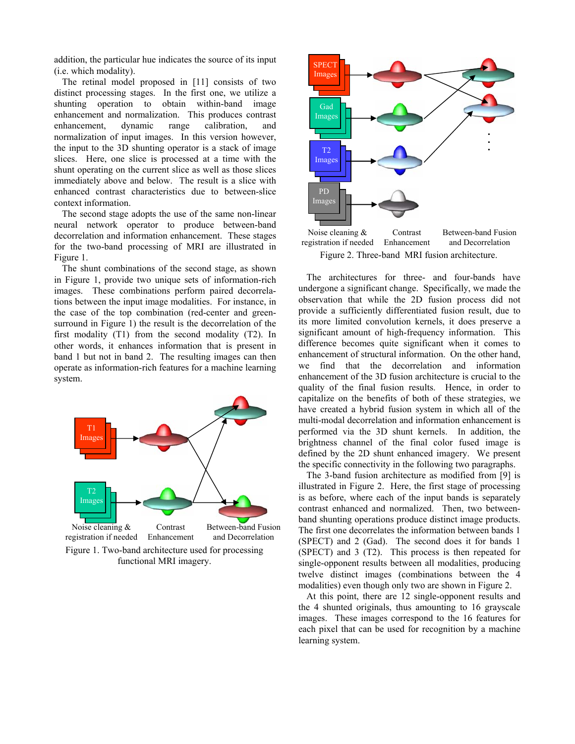addition, the particular hue indicates the source of its input (i.e. which modality).

The retinal model proposed in [11] consists of two distinct processing stages. In the first one, we utilize a shunting operation to obtain within-band image enhancement and normalization. This produces contrast enhancement, dynamic range calibration, and normalization of input images. In this version however, the input to the 3D shunting operator is a stack of image slices. Here, one slice is processed at a time with the shunt operating on the current slice as well as those slices immediately above and below. The result is a slice with enhanced contrast characteristics due to between-slice context information.

The second stage adopts the use of the same non-linear neural network operator to produce between-band decorrelation and information enhancement. These stages for the two-band processing of MRI are illustrated in Figure 1.

The shunt combinations of the second stage, as shown in Figure 1, provide two unique sets of information-rich images. These combinations perform paired decorrelations between the input image modalities. For instance, in the case of the top combination (red-center and green-surround in Figure 1) the result is the decorrelation of the first modality (T1) from the second modality (T2). In other words, it enhances information that is present in band 1 but not in band 2. The resulting images can then operate as information-rich features for a machine learning system.

T1 Images | T2 Images | Noise cleaning & registration if needed | Contrast Enhancement | Between-band Fusion and Decorrelation

Figure 1. Two-band architecture used for processing functional MRI imagery.

SPECT Images | Gad Images | T2 Images | PD Images | Noise cleaning & registration if needed | Contrast Enhancement | Between-band Fusion and Decorrelation

Figure 2. Three-band MRI fusion architecture.

The architectures for three- and four-bands have undergone a significant change. Specifically, we made the observation that while the 2D fusion process did not provide a sufficiently differentiated fusion result, due to its more limited convolution kernels, it does preserve a significant amount of high-frequency information. This difference becomes quite significant when it comes to enhancement of structural information. On the other hand, we find that the decorrelation and information enhancement of the 3D fusion architecture is crucial to the quality of the final fusion results. Hence, in order to capitalize on the benefits of both of these strategies, we have created a hybrid fusion system in which all of the multi-modal decorrelation and information enhancement is performed via the 3D shunt kernels. In addition, the brightness channel of the final color fused image is defined by the 2D shunt enhanced imagery. We present the specific connectivity in the following two paragraphs.

The 3-band fusion architecture as modified from [9] is illustrated in Figure 2. Here, the first stage of processing is as before, where each of the input bands is separately contrast enhanced and normalized. Then, two between-band shunting operations produce distinct image products. The first one decorrelates the information between bands 1 (SPECT) and 2 (Gad). The second does it for bands 1 (SPECT) and 3 (T2). This process is then repeated for single-opponent results between all modalities, producing twelve distinct images (combinations between the 4 modalities) even though only two are shown in Figure 2.

At this point, there are 12 single-opponent results and the 4 shunted originals, thus amounting to 16 grayscale images. These images correspond to the 16 features for each pixel that can be used for recognition by a machine learning system.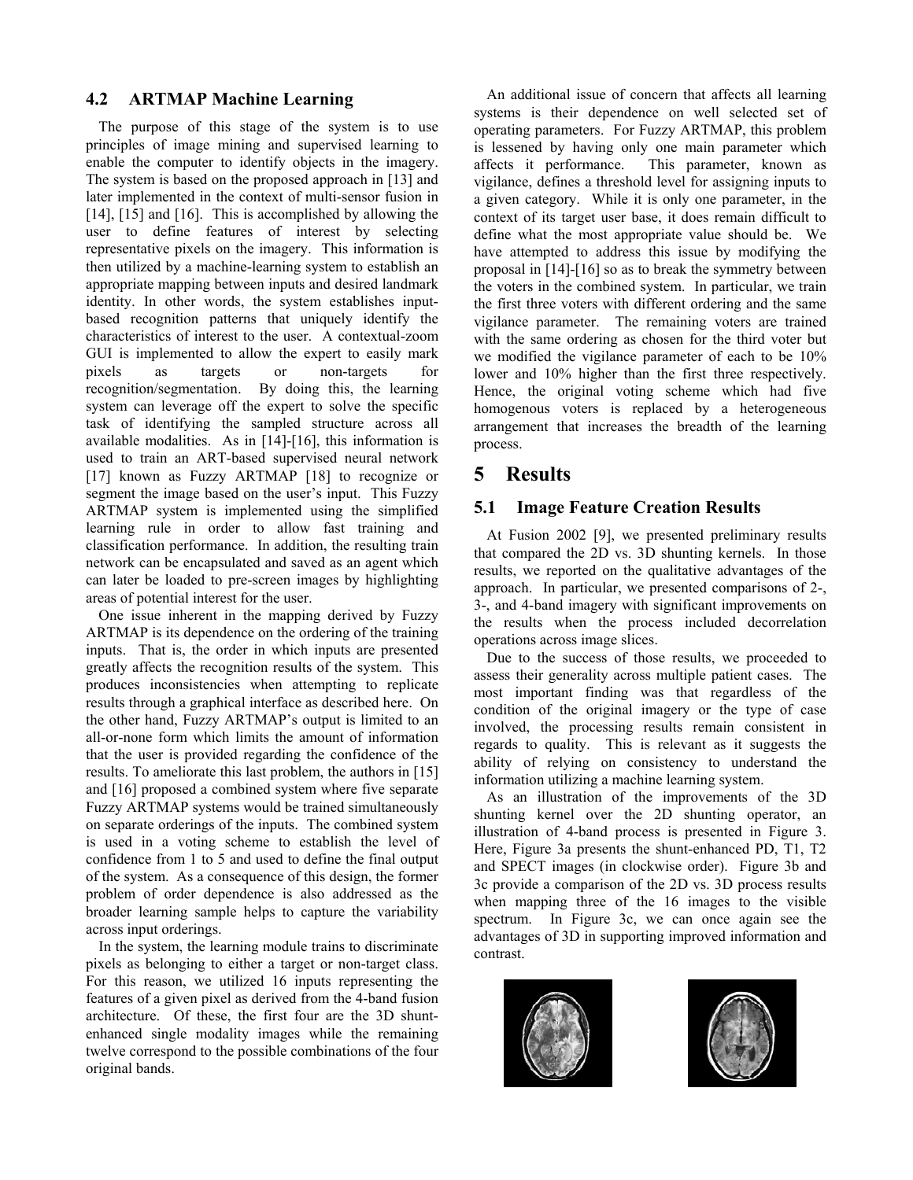### 4.2 ARTMAP Machine Learning

The purpose of this stage of the system is to use principles of image mining and supervised learning to enable the computer to identify objects in the imagery. The system is based on the proposed approach in [13] and later implemented in the context of multi-sensor fusion in [14], [15] and [16]. This is accomplished by allowing the user to define features of interest by selecting representative pixels on the imagery. This information is then utilized by a machine-learning system to establish an appropriate mapping between inputs and desired landmark identity. In other words, the system establishes input-based recognition patterns that uniquely identify the characteristics of interest to the user. A contextual-zoom GUI is implemented to allow the expert to easily mark pixels as targets or non-targets for recognition/segmentation. By doing this, the learning system can leverage off the expert to solve the specific task of identifying the sampled structure across all available modalities. As in [14]-[16], this information is used to train an ART-based supervised neural network [17] known as Fuzzy ARTMAP [18] to recognize or segment the image based on the user's input. This Fuzzy ARTMAP system is implemented using the simplified learning rule in order to allow fast training and classification performance. In addition, the resulting train network can be encapsulated and saved as an agent which can later be loaded to pre-screen images by highlighting areas of potential interest for the user.

One issue inherent in the mapping derived by Fuzzy ARTMAP is its dependence on the ordering of the training inputs. That is, the order in which inputs are presented greatly affects the recognition results of the system. This produces inconsistencies when attempting to replicate results through a graphical interface as described here. On the other hand, Fuzzy ARTMAP's output is limited to an all-or-none form which limits the amount of information that the user is provided regarding the confidence of the results. To ameliorate this last problem, the authors in [15] and [16] proposed a combined system where five separate Fuzzy ARTMAP systems would be trained simultaneously on separate orderings of the inputs. The combined system is used in a voting scheme to establish the level of confidence from 1 to 5 and used to define the final output of the system. As a consequence of this design, the former problem of order dependence is also addressed as the broader learning sample helps to capture the variability across input orderings.

In the system, the learning module trains to discriminate pixels as belonging to either a target or non-target class. For this reason, we utilized 16 inputs representing the features of a given pixel as derived from the 4-band fusion architecture. Of these, the first four are the 3D shunt-enhanced single modality images while the remaining twelve correspond to the possible combinations of the four original bands.

An additional issue of concern that affects all learning systems is their dependence on well selected set of operating parameters. For Fuzzy ARTMAP, this problem is lessened by having only one main parameter which affects it performance. This parameter, known as vigilance, defines a threshold level for assigning inputs to a given category. While it is only one parameter, in the context of its target user base, it does remain difficult to define what the most appropriate value should be. We have attempted to address this issue by modifying the proposal in [14]-[16] so as to break the symmetry between the voters in the combined system. In particular, we train the first three voters with different ordering and the same vigilance parameter. The remaining voters are trained with the same ordering as chosen for the third voter but we modified the vigilance parameter of each to be 10% lower and 10% higher than the first three respectively. Hence, the original voting scheme which had five homogenous voters is replaced by a heterogeneous arrangement that increases the breadth of the learning process.

## 5 Results

### 5.1 Image Feature Creation Results

At Fusion 2002 [9], we presented preliminary results that compared the 2D vs. 3D shunting kernels. In those results, we reported on the qualitative advantages of the approach. In particular, we presented comparisons of 2-, 3-, and 4-band imagery with significant improvements on the results when the process included decorrelation operations across image slices.

Due to the success of those results, we proceeded to assess their generality across multiple patient cases. The most important finding was that regardless of the condition of the original imagery or the type of case involved, the processing results remain consistent in regards to quality. This is relevant as it suggests the ability of relying on consistency to understand the information utilizing a machine learning system.

As an illustration of the improvements of the 3D shunting kernel over the 2D shunting operator, an illustration of 4-band process is presented in Figure 3. Here, Figure 3a presents the shunt-enhanced PD, T1, T2 and SPECT images (in clockwise order). Figure 3b and 3c provide a comparison of the 2D vs. 3D process results when mapping three of the 16 images to the visible spectrum. In Figure 3c, we can once again see the advantages of 3D in supporting improved information and contrast.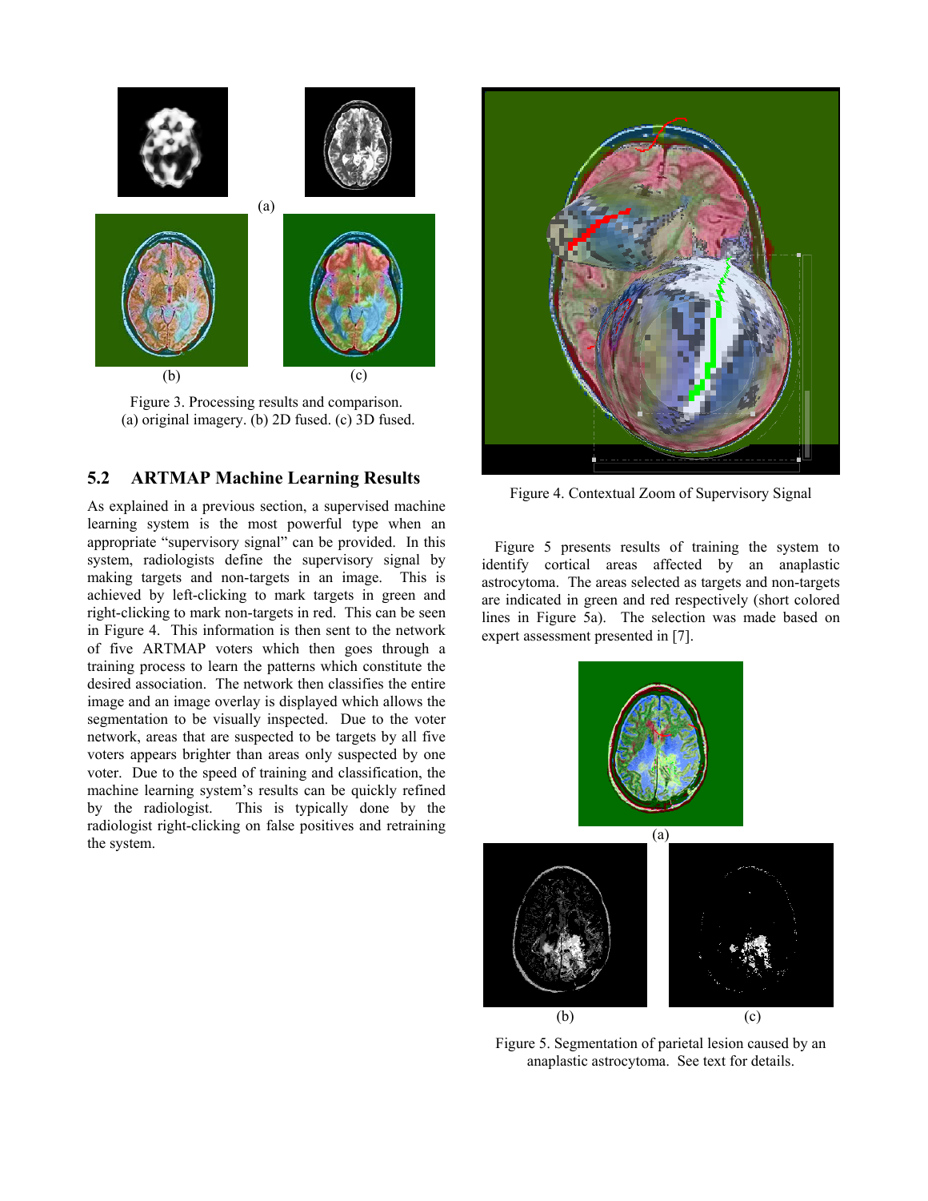(a)

(b) (c)

Figure 3. Processing results and comparison. (a) original imagery. (b) 2D fused. (c) 3D fused.

## 5.2 ARTMAP Machine Learning Results

As explained in a previous section, a supervised machine learning system is the most powerful type when an appropriate "supervisory signal" can be provided. In this system, radiologists define the supervisory signal by making targets and non-targets in an image. This is achieved by left-clicking to mark targets in green and right-clicking to mark non-targets in red. This can be seen in Figure 4. This information is then sent to the network of five ARTMAP voters which then goes through a training process to learn the patterns which constitute the desired association. The network then classifies the entire image and an image overlay is displayed which allows the segmentation to be visually inspected. Due to the voter network, areas that are suspected to be targets by all five voters appears brighter than areas only suspected by one voter. Due to the speed of training and classification, the machine learning system's results can be quickly refined by the radiologist. This is typically done by the radiologist right-clicking on false positives and retraining the system.

Figure 4. Contextual Zoom of Supervisory Signal

Figure 5 presents results of training the system to identify cortical areas affected by an anaplastic astrocytoma. The areas selected as targets and non-targets are indicated in green and red respectively (short colored lines in Figure 5a). The selection was made based on expert assessment presented in [7].

(a)

(b) (c)

Figure 5. Segmentation of parietal lesion caused by an anaplastic astrocytoma. See text for details.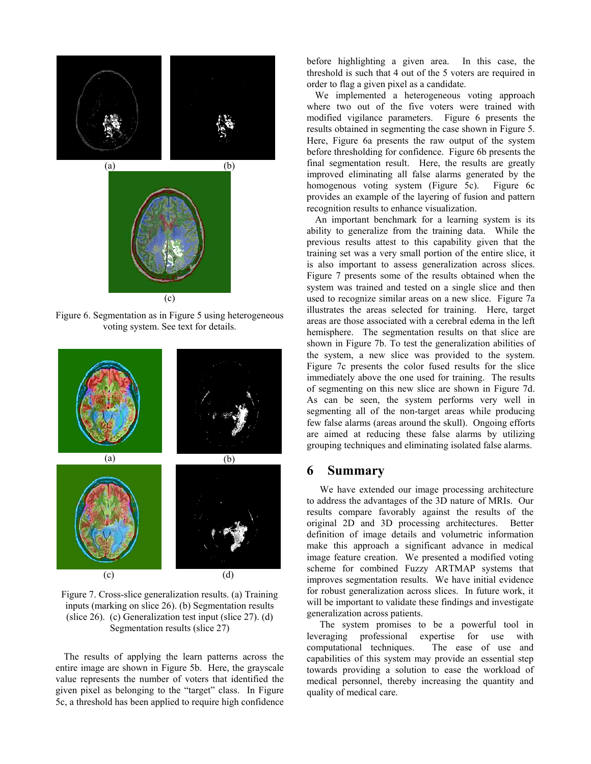(a) (b)

(c)

Figure 6. Segmentation as in Figure 5 using heterogeneous voting system. See text for details.

(a) (b)

(c) (d)

Figure 7. Cross-slice generalization results. (a) Training inputs (marking on slice 26). (b) Segmentation results (slice 26). (c) Generalization test input (slice 27). (d) Segmentation results (slice 27)

The results of applying the learn patterns across the entire image are shown in Figure 5b. Here, the grayscale value represents the number of voters that identified the given pixel as belonging to the "target" class. In Figure 5c, a threshold has been applied to require high confidence before highlighting a given area. In this case, the threshold is such that 4 out of the 5 voters are required in order to flag a given pixel as a candidate.

We implemented a heterogeneous voting approach where two out of the five voters were trained with modified vigilance parameters. Figure 6 presents the results obtained in segmenting the case shown in Figure 5. Here, Figure 6a presents the raw output of the system before thresholding for confidence. Figure 6b presents the final segmentation result. Here, the results are greatly improved eliminating all false alarms generated by the homogenous voting system (Figure 5c). Figure 6c provides an example of the layering of fusion and pattern recognition results to enhance visualization.

An important benchmark for a learning system is its ability to generalize from the training data. While the previous results attest to this capability given that the training set was a very small portion of the entire slice, it is also important to assess generalization across slices. Figure 7 presents some of the results obtained when the system was trained and tested on a single slice and then used to recognize similar areas on a new slice. Figure 7a illustrates the areas selected for training. Here, target areas are those associated with a cerebral edema in the left hemisphere. The segmentation results on that slice are shown in Figure 7b. To test the generalization abilities of the system, a new slice was provided to the system. Figure 7c presents the color fused results for the slice immediately above the one used for training. The results of segmenting on this new slice are shown in Figure 7d. As can be seen, the system performs very well in segmenting all of the non-target areas while producing few false alarms (areas around the skull). Ongoing efforts are aimed at reducing these false alarms by utilizing grouping techniques and eliminating isolated false alarms.

# 6 Summary

We have extended our image processing architecture to address the advantages of the 3D nature of MRIs. Our results compare favorably against the results of the original 2D and 3D processing architectures. Better definition of image details and volumetric information make this approach a significant advance in medical image feature creation. We presented a modified voting scheme for combined Fuzzy ARTMAP systems that improves segmentation results. We have initial evidence for robust generalization across slices. In future work, it will be important to validate these findings and investigate generalization across patients.

The system promises to be a powerful tool in leveraging professional expertise for use with computational techniques. The ease of use and capabilities of this system may provide an essential step towards providing a solution to ease the workload of medical personnel, thereby increasing the quantity and quality of medical care.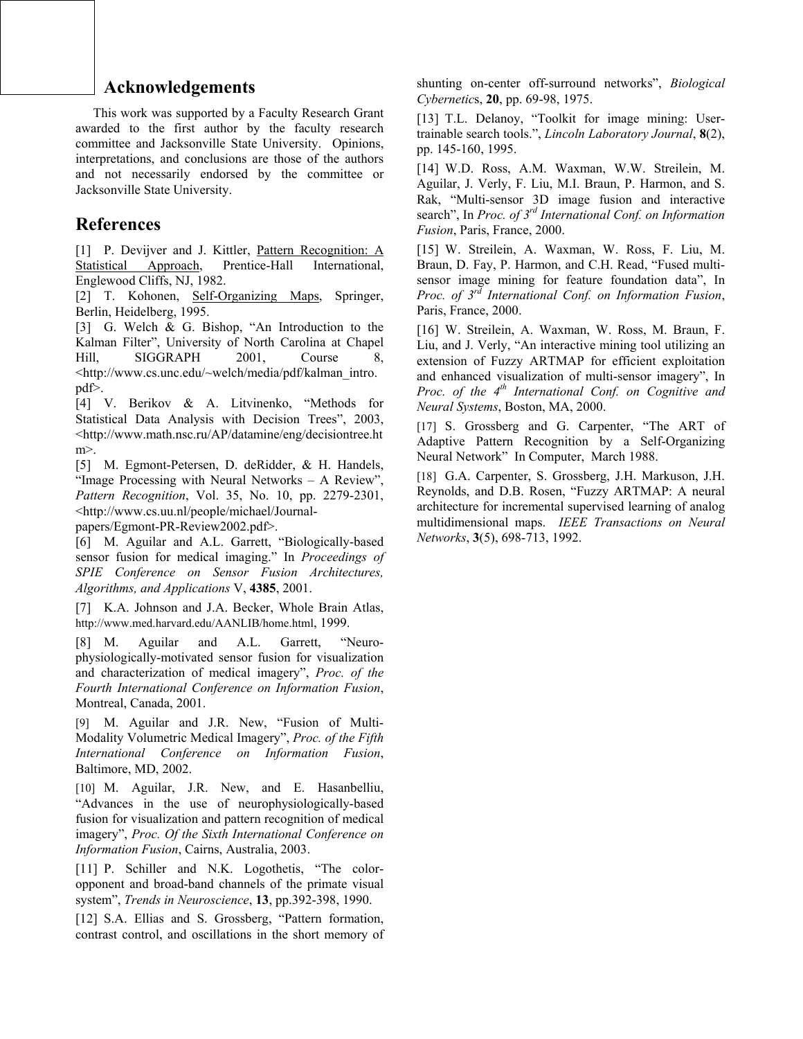## Acknowledgements

This work was supported by a Faculty Research Grant awarded to the first author by the faculty research committee and Jacksonville State University. Opinions, interpretations, and conclusions are those of the authors and not necessarily endorsed by the committee or Jacksonville State University.

## References

[1] P. Devijver and J. Kittler, Pattern Recognition: A Statistical Approach, Prentice-Hall International, Englewood Cliffs, NJ, 1982.

[2] T. Kohonen, Self-Organizing Maps, Springer, Berlin, Heidelberg, 1995.

[3] G. Welch & G. Bishop, "An Introduction to the Kalman Filter", University of North Carolina at Chapel Hill, SIGGRAPH 2001, Course 8, <http://www.cs.unc.edu/~welch/media/pdf/kalman_intro.pdf>.

[4] V. Berikov & A. Litvinenko, "Methods for Statistical Data Analysis with Decision Trees", 2003, <http://www.math.nsc.ru/AP/datamine/eng/decisiontree.htm>.

[5] M. Egmont-Petersen, D. deRidder, & H. Handels, "Image Processing with Neural Networks – A Review", *Pattern Recognition*, Vol. 35, No. 10, pp. 2279-2301, <http://www.cs.uu.nl/people/michael/Journal-papers/Egmont-PR-Review2002.pdf>.

[6] M. Aguilar and A.L. Garrett, "Biologically-based sensor fusion for medical imaging." In *Proceedings of SPIE Conference on Sensor Fusion Architectures, Algorithms, and Applications* V, **4385**, 2001.

[7] K.A. Johnson and J.A. Becker, Whole Brain Atlas, http://www.med.harvard.edu/AANLIB/home.html, 1999.

[8] M. Aguilar and A.L. Garrett, "Neuro-physiologically-motivated sensor fusion for visualization and characterization of medical imagery", *Proc. of the Fourth International Conference on Information Fusion*, Montreal, Canada, 2001.

[9] M. Aguilar and J.R. New, "Fusion of Multi-Modality Volumetric Medical Imagery", *Proc. of the Fifth International Conference on Information Fusion*, Baltimore, MD, 2002.

[10] M. Aguilar, J.R. New, and E. Hasanbelliu, "Advances in the use of neurophysiologically-based fusion for visualization and pattern recognition of medical imagery", *Proc. Of the Sixth International Conference on Information Fusion*, Cairns, Australia, 2003.

[11] P. Schiller and N.K. Logothetis, "The color-opponent and broad-band channels of the primate visual system", *Trends in Neuroscience*, **13**, pp.392-398, 1990.

[12] S.A. Ellias and S. Grossberg, "Pattern formation, contrast control, and oscillations in the short memory of shunting on-center off-surround networks", *Biological Cybernetics*, **20**, pp. 69-98, 1975.

[13] T.L. Delanoy, "Toolkit for image mining: User-trainable search tools.", *Lincoln Laboratory Journal*, **8**(2), pp. 145-160, 1995.

[14] W.D. Ross, A.M. Waxman, W.W. Streilein, M. Aguilar, J. Verly, F. Liu, M.I. Braun, P. Harmon, and S. Rak, "Multi-sensor 3D image fusion and interactive search", In *Proc. of 3rd International Conf. on Information Fusion*, Paris, France, 2000.

[15] W. Streilein, A. Waxman, W. Ross, F. Liu, M. Braun, D. Fay, P. Harmon, and C.H. Read, "Fused multi-sensor image mining for feature foundation data", In *Proc. of 3rd International Conf. on Information Fusion*, Paris, France, 2000.

[16] W. Streilein, A. Waxman, W. Ross, M. Braun, F. Liu, and J. Verly, "An interactive mining tool utilizing an extension of Fuzzy ARTMAP for efficient exploitation and enhanced visualization of multi-sensor imagery", In *Proc. of the 4th International Conf. on Cognitive and Neural Systems*, Boston, MA, 2000.

[17] S. Grossberg and G. Carpenter, "The ART of Adaptive Pattern Recognition by a Self-Organizing Neural Network" In Computer, March 1988.

[18] G.A. Carpenter, S. Grossberg, J.H. Markuson, J.H. Reynolds, and D.B. Rosen, "Fuzzy ARTMAP: A neural architecture for incremental supervised learning of analog multidimensional maps. *IEEE Transactions on Neural Networks*, **3**(5), 698-713, 1992.